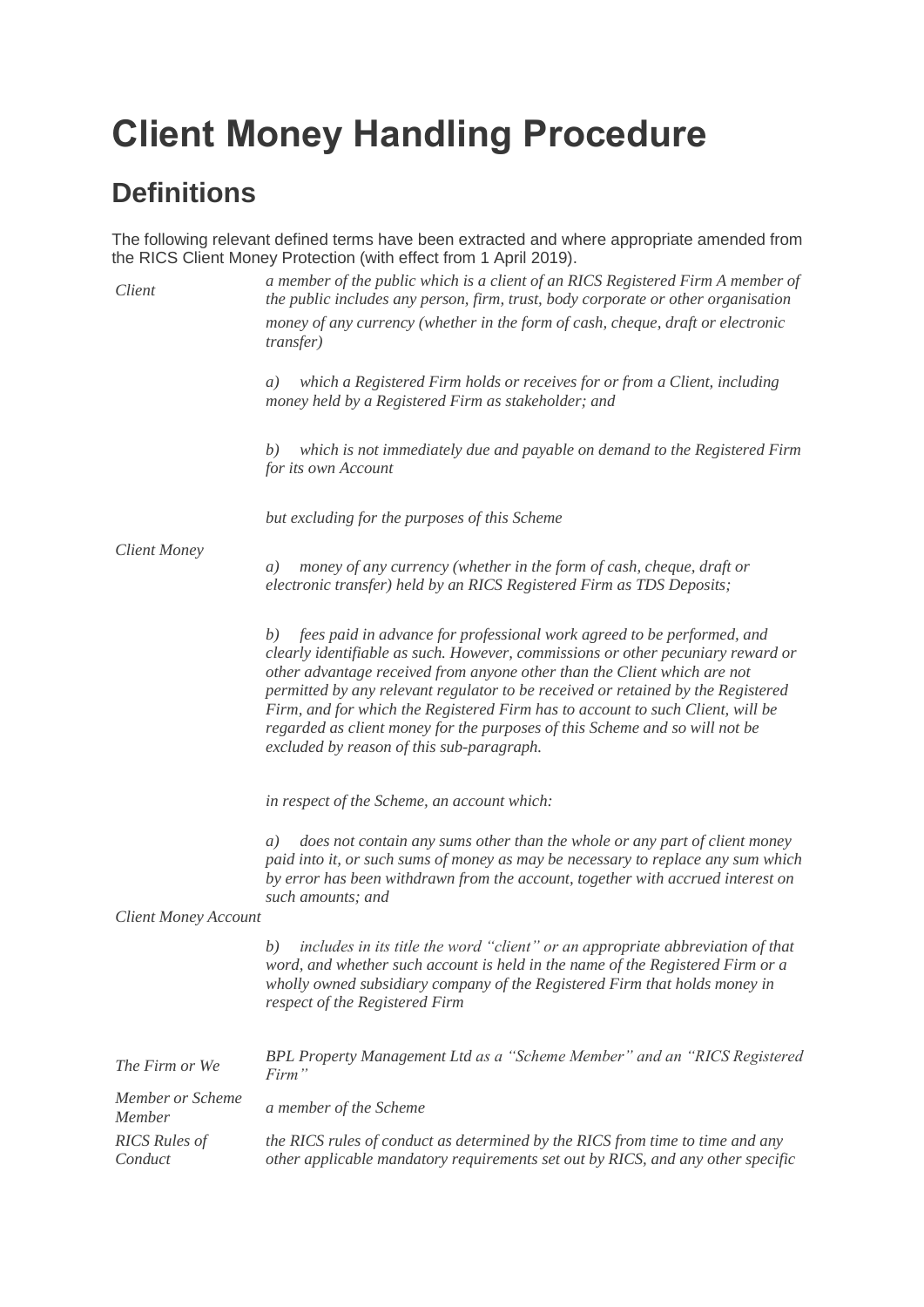# Client Money Handling Procedure

## Definitions

The following relevant defined terms have been extracted and where appropriate amended from the RICS Client Money Protection (with effect from 1 April 2019).

| | |
|---|---|
| *Client* | *a member of the public which is a client of an RICS Registered Firm A member of the public includes any person, firm, trust, body corporate or other organisation* |
| *Client Money* | *money of any currency (whether in the form of cash, cheque, draft or electronic transfer)*<br><br>*a) which a Registered Firm holds or receives for or from a Client, including money held by a Registered Firm as stakeholder; and*<br><br>*b) which is not immediately due and payable on demand to the Registered Firm for its own Account*<br><br>*but excluding for the purposes of this Scheme*<br><br>*a) money of any currency (whether in the form of cash, cheque, draft or electronic transfer) held by an RICS Registered Firm as TDS Deposits;*<br><br>*b) fees paid in advance for professional work agreed to be performed, and clearly identifiable as such. However, commissions or other pecuniary reward or other advantage received from anyone other than the Client which are not permitted by any relevant regulator to be received or retained by the Registered Firm, and for which the Registered Firm has to account to such Client, will be regarded as client money for the purposes of this Scheme and so will not be excluded by reason of this sub-paragraph.* |
| *Client Money Account* | *in respect of the Scheme, an account which:*<br><br>*a) does not contain any sums other than the whole or any part of client money paid into it, or such sums of money as may be necessary to replace any sum which by error has been withdrawn from the account, together with accrued interest on such amounts; and*<br><br>*b) includes in its title the word "client" or an appropriate abbreviation of that word, and whether such account is held in the name of the Registered Firm or a wholly owned subsidiary company of the Registered Firm that holds money in respect of the Registered Firm* |
| *The Firm or We* | *BPL Property Management Ltd as a "Scheme Member" and an "RICS Registered Firm"* |
| *Member or Scheme Member* | *a member of the Scheme* |
| *RICS Rules of Conduct* | *the RICS rules of conduct as determined by the RICS from time to time and any other applicable mandatory requirements set out by RICS, and any other specific* |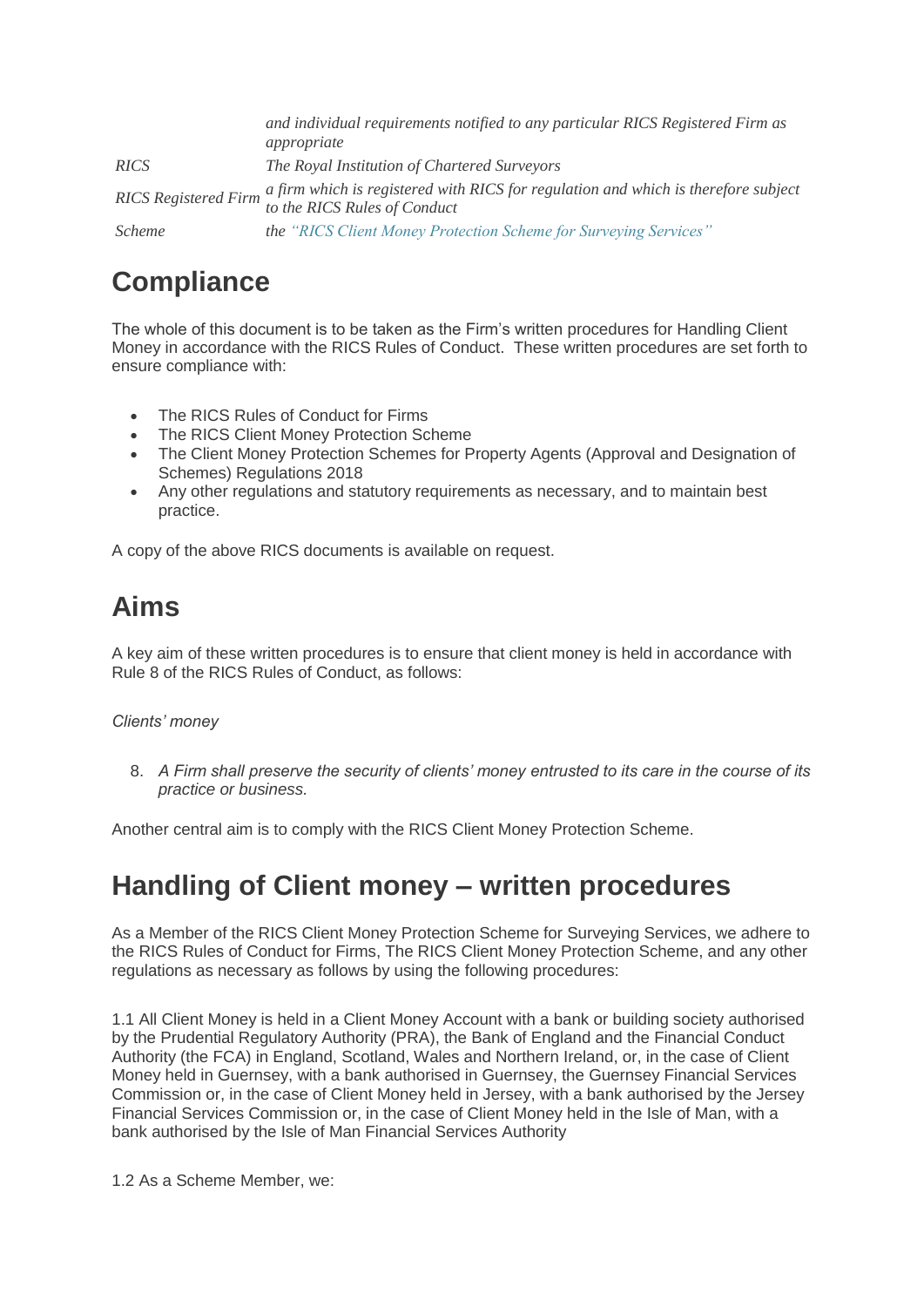| | |
|---|---|
| | *and individual requirements notified to any particular RICS Registered Firm as appropriate* |
| *RICS* | *The Royal Institution of Chartered Surveyors* |
| *RICS Registered Firm* | *a firm which is registered with RICS for regulation and which is therefore subject to the RICS Rules of Conduct* |
| *Scheme* | *the "RICS Client Money Protection Scheme for Surveying Services"* |

# Compliance

The whole of this document is to be taken as the Firm's written procedures for Handling Client Money in accordance with the RICS Rules of Conduct. These written procedures are set forth to ensure compliance with:

- The RICS Rules of Conduct for Firms
- The RICS Client Money Protection Scheme
- The Client Money Protection Schemes for Property Agents (Approval and Designation of Schemes) Regulations 2018
- Any other regulations and statutory requirements as necessary, and to maintain best practice.

A copy of the above RICS documents is available on request.

# Aims

A key aim of these written procedures is to ensure that client money is held in accordance with Rule 8 of the RICS Rules of Conduct, as follows:

*Clients' money*

8. *A Firm shall preserve the security of clients' money entrusted to its care in the course of its practice or business.*

Another central aim is to comply with the RICS Client Money Protection Scheme.

# Handling of Client money – written procedures

As a Member of the RICS Client Money Protection Scheme for Surveying Services, we adhere to the RICS Rules of Conduct for Firms, The RICS Client Money Protection Scheme, and any other regulations as necessary as follows by using the following procedures:

1.1 All Client Money is held in a Client Money Account with a bank or building society authorised by the Prudential Regulatory Authority (PRA), the Bank of England and the Financial Conduct Authority (the FCA) in England, Scotland, Wales and Northern Ireland, or, in the case of Client Money held in Guernsey, with a bank authorised in Guernsey, the Guernsey Financial Services Commission or, in the case of Client Money held in Jersey, with a bank authorised by the Jersey Financial Services Commission or, in the case of Client Money held in the Isle of Man, with a bank authorised by the Isle of Man Financial Services Authority

1.2 As a Scheme Member, we: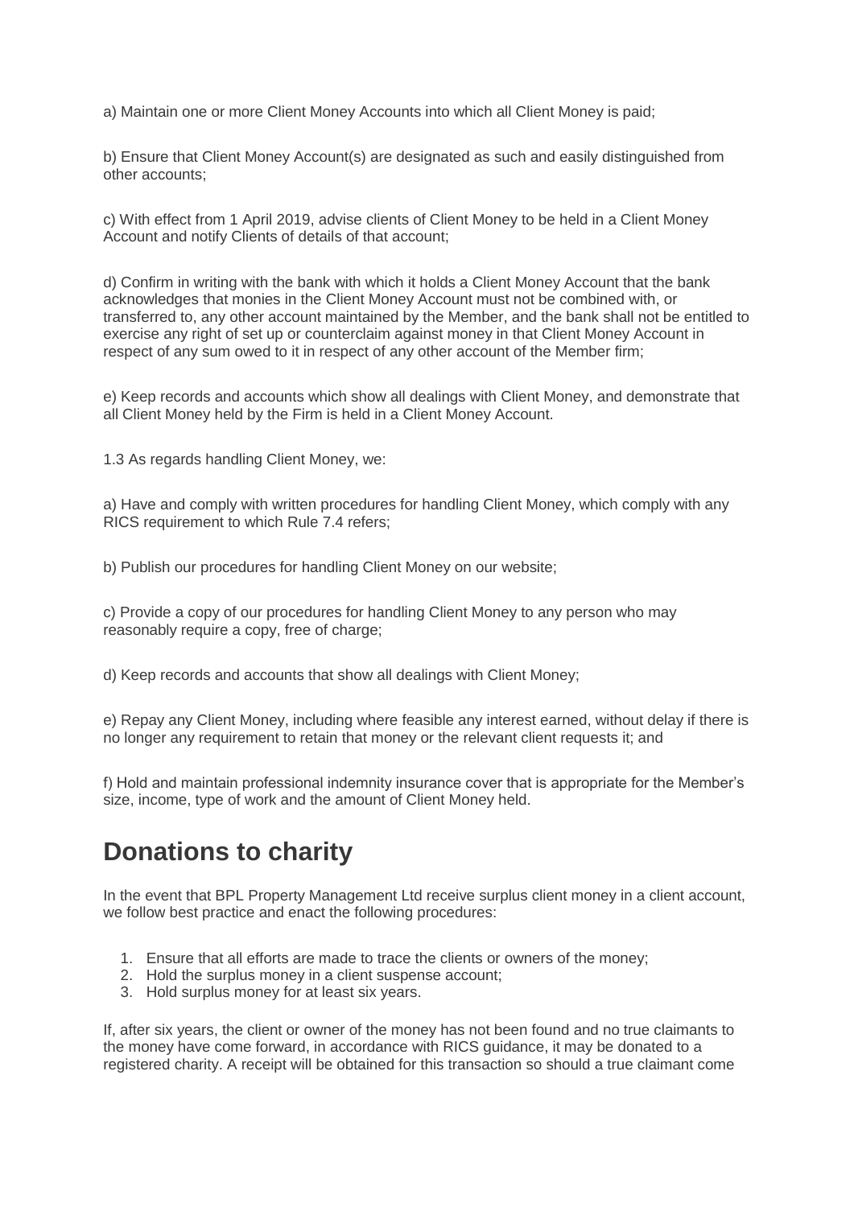a) Maintain one or more Client Money Accounts into which all Client Money is paid;

b) Ensure that Client Money Account(s) are designated as such and easily distinguished from other accounts;

c) With effect from 1 April 2019, advise clients of Client Money to be held in a Client Money Account and notify Clients of details of that account;

d) Confirm in writing with the bank with which it holds a Client Money Account that the bank acknowledges that monies in the Client Money Account must not be combined with, or transferred to, any other account maintained by the Member, and the bank shall not be entitled to exercise any right of set up or counterclaim against money in that Client Money Account in respect of any sum owed to it in respect of any other account of the Member firm;

e) Keep records and accounts which show all dealings with Client Money, and demonstrate that all Client Money held by the Firm is held in a Client Money Account.

1.3 As regards handling Client Money, we:

a) Have and comply with written procedures for handling Client Money, which comply with any RICS requirement to which Rule 7.4 refers;

b) Publish our procedures for handling Client Money on our website;

c) Provide a copy of our procedures for handling Client Money to any person who may reasonably require a copy, free of charge;

d) Keep records and accounts that show all dealings with Client Money;

e) Repay any Client Money, including where feasible any interest earned, without delay if there is no longer any requirement to retain that money or the relevant client requests it; and

f) Hold and maintain professional indemnity insurance cover that is appropriate for the Member's size, income, type of work and the amount of Client Money held.

## Donations to charity

In the event that BPL Property Management Ltd receive surplus client money in a client account, we follow best practice and enact the following procedures:

1. Ensure that all efforts are made to trace the clients or owners of the money;
2. Hold the surplus money in a client suspense account;
3. Hold surplus money for at least six years.

If, after six years, the client or owner of the money has not been found and no true claimants to the money have come forward, in accordance with RICS guidance, it may be donated to a registered charity. A receipt will be obtained for this transaction so should a true claimant come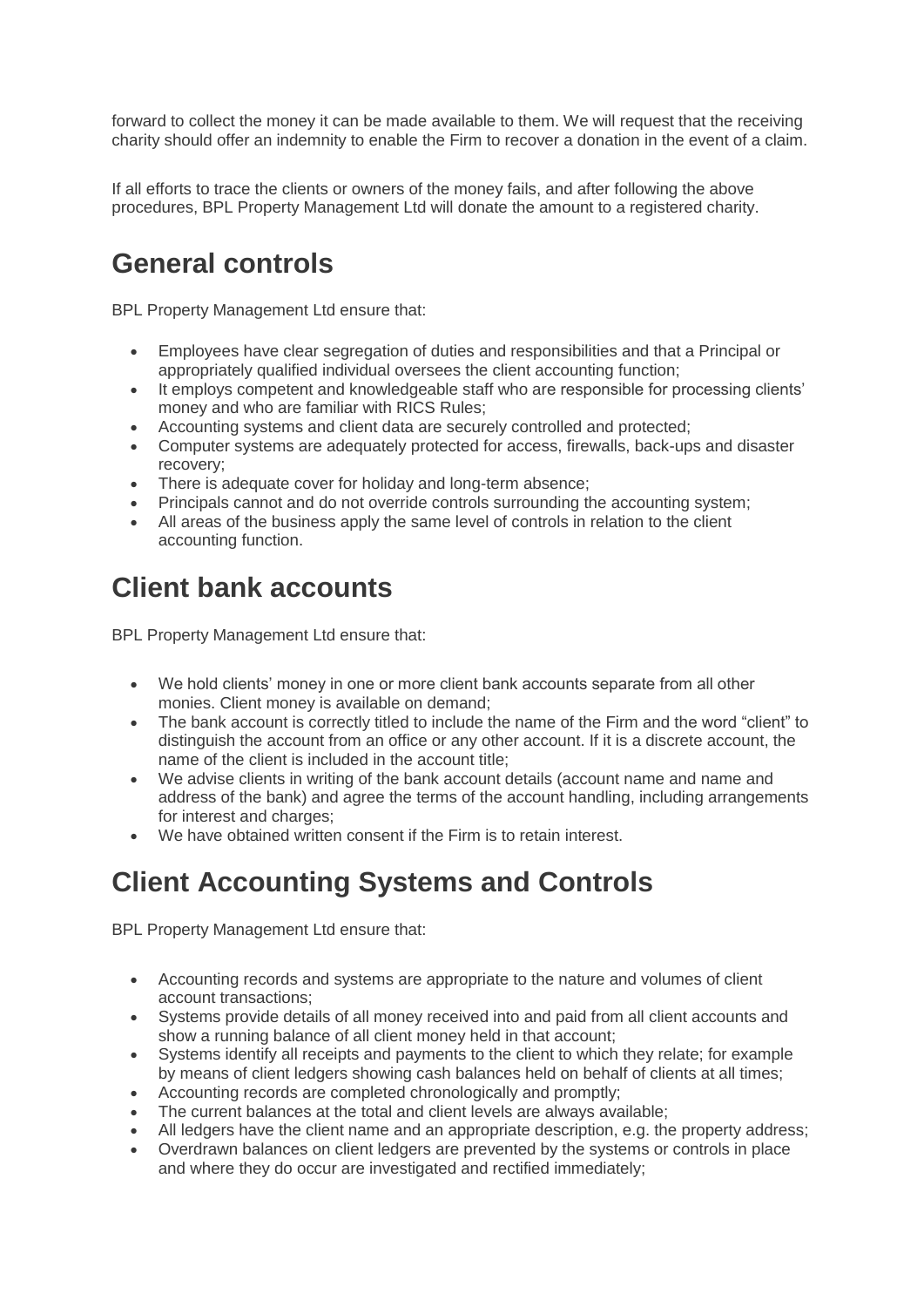forward to collect the money it can be made available to them. We will request that the receiving charity should offer an indemnity to enable the Firm to recover a donation in the event of a claim.

If all efforts to trace the clients or owners of the money fails, and after following the above procedures, BPL Property Management Ltd will donate the amount to a registered charity.

## General controls

BPL Property Management Ltd ensure that:

- Employees have clear segregation of duties and responsibilities and that a Principal or appropriately qualified individual oversees the client accounting function;
- It employs competent and knowledgeable staff who are responsible for processing clients' money and who are familiar with RICS Rules;
- Accounting systems and client data are securely controlled and protected;
- Computer systems are adequately protected for access, firewalls, back-ups and disaster recovery;
- There is adequate cover for holiday and long-term absence;
- Principals cannot and do not override controls surrounding the accounting system;
- All areas of the business apply the same level of controls in relation to the client accounting function.

## Client bank accounts

BPL Property Management Ltd ensure that:

- We hold clients' money in one or more client bank accounts separate from all other monies. Client money is available on demand;
- The bank account is correctly titled to include the name of the Firm and the word "client" to distinguish the account from an office or any other account. If it is a discrete account, the name of the client is included in the account title;
- We advise clients in writing of the bank account details (account name and name and address of the bank) and agree the terms of the account handling, including arrangements for interest and charges;
- We have obtained written consent if the Firm is to retain interest.

## Client Accounting Systems and Controls

BPL Property Management Ltd ensure that:

- Accounting records and systems are appropriate to the nature and volumes of client account transactions;
- Systems provide details of all money received into and paid from all client accounts and show a running balance of all client money held in that account;
- Systems identify all receipts and payments to the client to which they relate; for example by means of client ledgers showing cash balances held on behalf of clients at all times;
- Accounting records are completed chronologically and promptly;
- The current balances at the total and client levels are always available;
- All ledgers have the client name and an appropriate description, e.g. the property address;
- Overdrawn balances on client ledgers are prevented by the systems or controls in place and where they do occur are investigated and rectified immediately;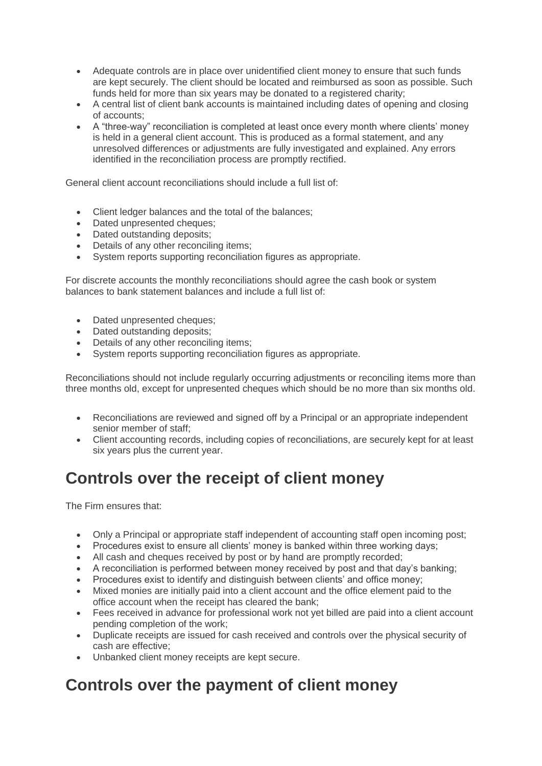- Adequate controls are in place over unidentified client money to ensure that such funds are kept securely. The client should be located and reimbursed as soon as possible. Such funds held for more than six years may be donated to a registered charity;
- A central list of client bank accounts is maintained including dates of opening and closing of accounts;
- A "three-way" reconciliation is completed at least once every month where clients' money is held in a general client account. This is produced as a formal statement, and any unresolved differences or adjustments are fully investigated and explained. Any errors identified in the reconciliation process are promptly rectified.

General client account reconciliations should include a full list of:

- Client ledger balances and the total of the balances;
- Dated unpresented cheques;
- Dated outstanding deposits;
- Details of any other reconciling items;
- System reports supporting reconciliation figures as appropriate.

For discrete accounts the monthly reconciliations should agree the cash book or system balances to bank statement balances and include a full list of:

- Dated unpresented cheques;
- Dated outstanding deposits;
- Details of any other reconciling items;
- System reports supporting reconciliation figures as appropriate.

Reconciliations should not include regularly occurring adjustments or reconciling items more than three months old, except for unpresented cheques which should be no more than six months old.

- Reconciliations are reviewed and signed off by a Principal or an appropriate independent senior member of staff;
- Client accounting records, including copies of reconciliations, are securely kept for at least six years plus the current year.

## Controls over the receipt of client money

The Firm ensures that:

- Only a Principal or appropriate staff independent of accounting staff open incoming post;
- Procedures exist to ensure all clients' money is banked within three working days;
- All cash and cheques received by post or by hand are promptly recorded;
- A reconciliation is performed between money received by post and that day's banking;
- Procedures exist to identify and distinguish between clients' and office money;
- Mixed monies are initially paid into a client account and the office element paid to the office account when the receipt has cleared the bank;
- Fees received in advance for professional work not yet billed are paid into a client account pending completion of the work;
- Duplicate receipts are issued for cash received and controls over the physical security of cash are effective;
- Unbanked client money receipts are kept secure.

## Controls over the payment of client money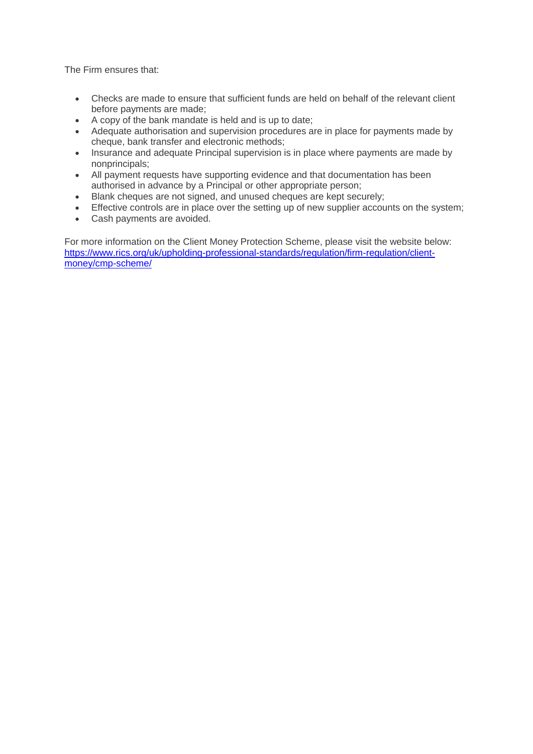The Firm ensures that:

- Checks are made to ensure that sufficient funds are held on behalf of the relevant client before payments are made;
- A copy of the bank mandate is held and is up to date;
- Adequate authorisation and supervision procedures are in place for payments made by cheque, bank transfer and electronic methods;
- Insurance and adequate Principal supervision is in place where payments are made by nonprincipals;
- All payment requests have supporting evidence and that documentation has been authorised in advance by a Principal or other appropriate person;
- Blank cheques are not signed, and unused cheques are kept securely;
- Effective controls are in place over the setting up of new supplier accounts on the system;
- Cash payments are avoided.

For more information on the Client Money Protection Scheme, please visit the website below:
[https://www.rics.org/uk/upholding-professional-standards/regulation/firm-regulation/client-money/cmp-scheme/](https://www.rics.org/uk/upholding-professional-standards/regulation/firm-regulation/client-money/cmp-scheme/)